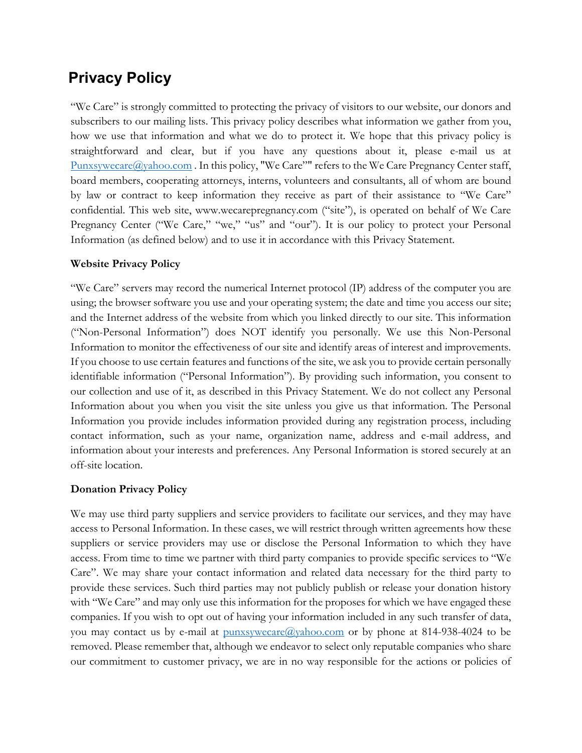# Privacy Policy

"We Care" is strongly committed to protecting the privacy of visitors to our website, our donors and subscribers to our mailing lists. This privacy policy describes what information we gather from you, how we use that information and what we do to protect it. We hope that this privacy policy is straightforward and clear, but if you have any questions about it, please e-mail us at Punxsywecare@yahoo.com . In this policy, "We Care"" refers to the We Care Pregnancy Center staff, board members, cooperating attorneys, interns, volunteers and consultants, all of whom are bound by law or contract to keep information they receive as part of their assistance to "We Care" confidential. This web site, www.wecarepregnancy.com ("site"), is operated on behalf of We Care Pregnancy Center ("We Care," "we," "us" and "our"). It is our policy to protect your Personal Information (as defined below) and to use it in accordance with this Privacy Statement.

**Website Privacy Policy**

"We Care" servers may record the numerical Internet protocol (IP) address of the computer you are using; the browser software you use and your operating system; the date and time you access our site; and the Internet address of the website from which you linked directly to our site. This information ("Non-Personal Information") does NOT identify you personally. We use this Non-Personal Information to monitor the effectiveness of our site and identify areas of interest and improvements. If you choose to use certain features and functions of the site, we ask you to provide certain personally identifiable information ("Personal Information"). By providing such information, you consent to our collection and use of it, as described in this Privacy Statement. We do not collect any Personal Information about you when you visit the site unless you give us that information. The Personal Information you provide includes information provided during any registration process, including contact information, such as your name, organization name, address and e-mail address, and information about your interests and preferences. Any Personal Information is stored securely at an off-site location.

**Donation Privacy Policy**

We may use third party suppliers and service providers to facilitate our services, and they may have access to Personal Information. In these cases, we will restrict through written agreements how these suppliers or service providers may use or disclose the Personal Information to which they have access. From time to time we partner with third party companies to provide specific services to "We Care". We may share your contact information and related data necessary for the third party to provide these services. Such third parties may not publicly publish or release your donation history with "We Care" and may only use this information for the proposes for which we have engaged these companies. If you wish to opt out of having your information included in any such transfer of data, you may contact us by e-mail at punxsywecare@yahoo.com or by phone at 814-938-4024 to be removed. Please remember that, although we endeavor to select only reputable companies who share our commitment to customer privacy, we are in no way responsible for the actions or policies of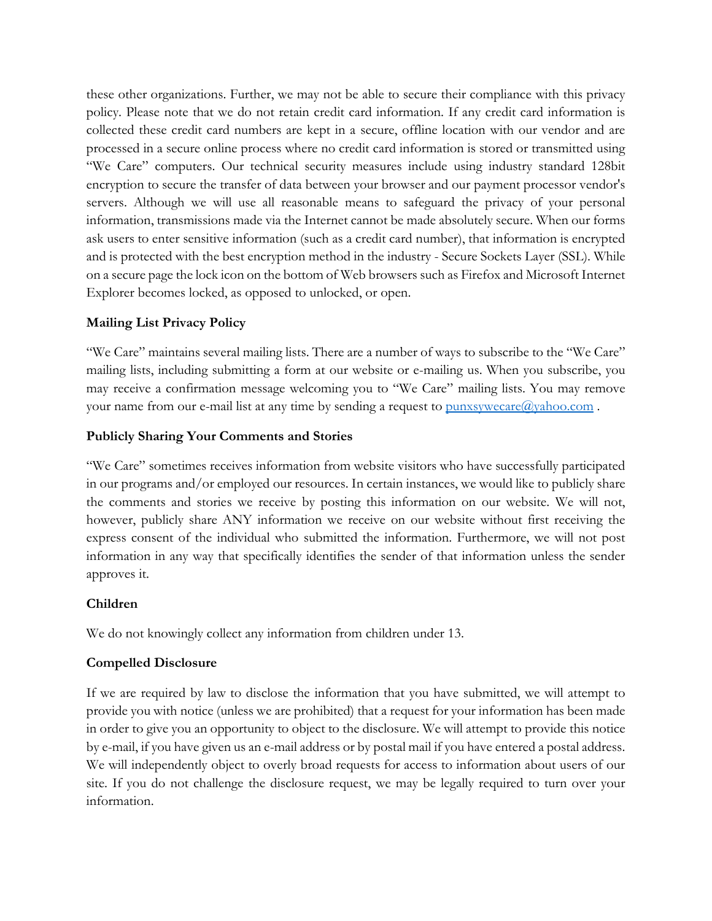these other organizations. Further, we may not be able to secure their compliance with this privacy policy. Please note that we do not retain credit card information. If any credit card information is collected these credit card numbers are kept in a secure, offline location with our vendor and are processed in a secure online process where no credit card information is stored or transmitted using "We Care" computers. Our technical security measures include using industry standard 128bit encryption to secure the transfer of data between your browser and our payment processor vendor's servers. Although we will use all reasonable means to safeguard the privacy of your personal information, transmissions made via the Internet cannot be made absolutely secure. When our forms ask users to enter sensitive information (such as a credit card number), that information is encrypted and is protected with the best encryption method in the industry - Secure Sockets Layer (SSL). While on a secure page the lock icon on the bottom of Web browsers such as Firefox and Microsoft Internet Explorer becomes locked, as opposed to unlocked, or open.

**Mailing List Privacy Policy**

"We Care" maintains several mailing lists. There are a number of ways to subscribe to the "We Care" mailing lists, including submitting a form at our website or e-mailing us. When you subscribe, you may receive a confirmation message welcoming you to "We Care" mailing lists. You may remove your name from our e-mail list at any time by sending a request to punxsywecare@yahoo.com .

**Publicly Sharing Your Comments and Stories**

"We Care" sometimes receives information from website visitors who have successfully participated in our programs and/or employed our resources. In certain instances, we would like to publicly share the comments and stories we receive by posting this information on our website. We will not, however, publicly share ANY information we receive on our website without first receiving the express consent of the individual who submitted the information. Furthermore, we will not post information in any way that specifically identifies the sender of that information unless the sender approves it.

**Children**

We do not knowingly collect any information from children under 13.

**Compelled Disclosure**

If we are required by law to disclose the information that you have submitted, we will attempt to provide you with notice (unless we are prohibited) that a request for your information has been made in order to give you an opportunity to object to the disclosure. We will attempt to provide this notice by e-mail, if you have given us an e-mail address or by postal mail if you have entered a postal address. We will independently object to overly broad requests for access to information about users of our site. If you do not challenge the disclosure request, we may be legally required to turn over your information.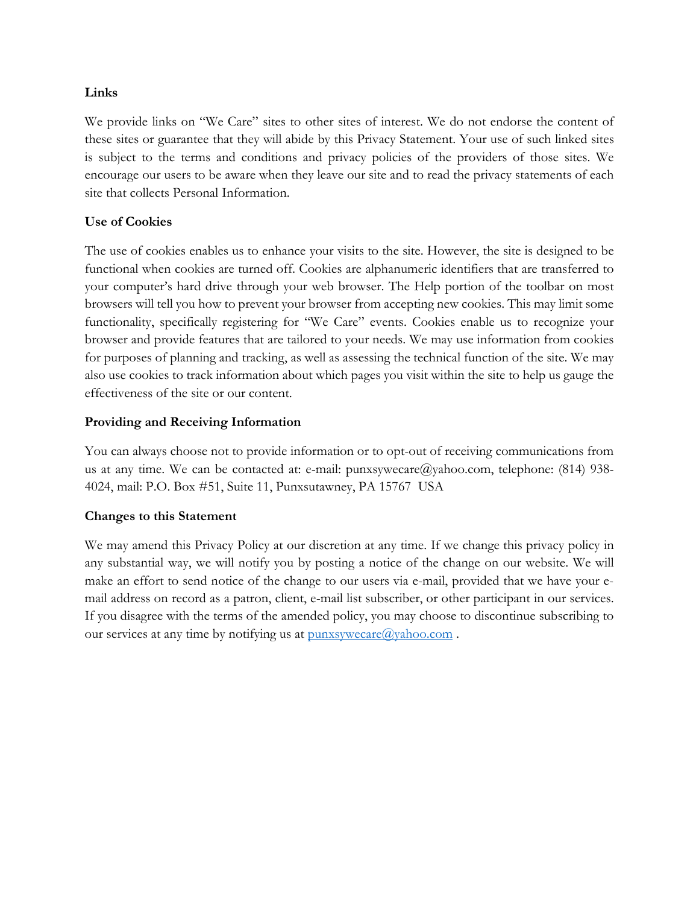**Links**

We provide links on "We Care" sites to other sites of interest. We do not endorse the content of these sites or guarantee that they will abide by this Privacy Statement. Your use of such linked sites is subject to the terms and conditions and privacy policies of the providers of those sites. We encourage our users to be aware when they leave our site and to read the privacy statements of each site that collects Personal Information.

**Use of Cookies**

The use of cookies enables us to enhance your visits to the site. However, the site is designed to be functional when cookies are turned off. Cookies are alphanumeric identifiers that are transferred to your computer's hard drive through your web browser. The Help portion of the toolbar on most browsers will tell you how to prevent your browser from accepting new cookies. This may limit some functionality, specifically registering for "We Care" events. Cookies enable us to recognize your browser and provide features that are tailored to your needs. We may use information from cookies for purposes of planning and tracking, as well as assessing the technical function of the site. We may also use cookies to track information about which pages you visit within the site to help us gauge the effectiveness of the site or our content.

**Providing and Receiving Information**

You can always choose not to provide information or to opt-out of receiving communications from us at any time. We can be contacted at: e-mail: punxsywecare@yahoo.com, telephone: (814) 938-4024, mail: P.O. Box #51, Suite 11, Punxsutawney, PA 15767 USA

**Changes to this Statement**

We may amend this Privacy Policy at our discretion at any time. If we change this privacy policy in any substantial way, we will notify you by posting a notice of the change on our website. We will make an effort to send notice of the change to our users via e-mail, provided that we have your e-mail address on record as a patron, client, e-mail list subscriber, or other participant in our services. If you disagree with the terms of the amended policy, you may choose to discontinue subscribing to our services at any time by notifying us at punxsywecare@yahoo.com .